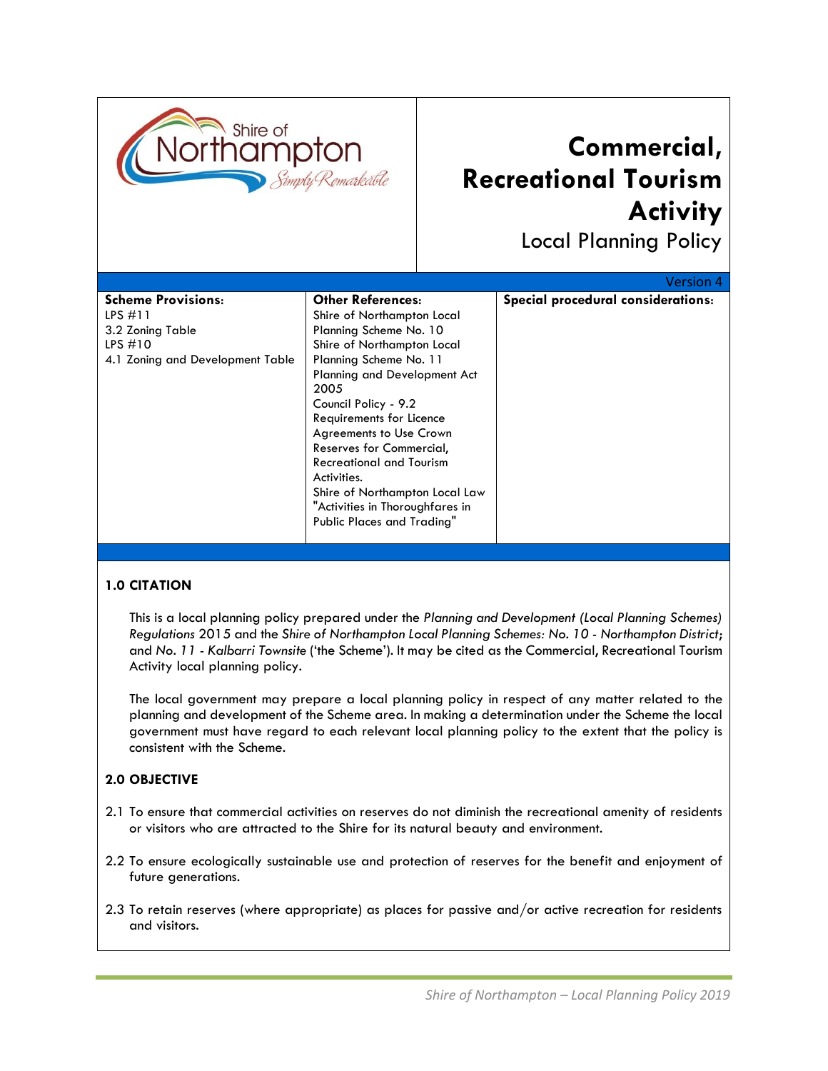Shire of Northampton

*Simply Remarkable*

# Commercial, Recreational Tourism Activity

## Local Planning Policy

Version 4

| Scheme Provisions: | Other References: | Special procedural considerations: |
|---|---|---|
| LPS #11<br>3.2 Zoning Table<br>LPS #10<br>4.1 Zoning and Development Table | Shire of Northampton Local Planning Scheme No. 10<br>Shire of Northampton Local Planning Scheme No. 11<br>Planning and Development Act 2005<br>Council Policy - 9.2 Requirements for Licence Agreements to Use Crown Reserves for Commercial, Recreational and Tourism Activities.<br>Shire of Northampton Local Law "Activities in Thoroughfares in Public Places and Trading" | |

### 1.0 CITATION

This is a local planning policy prepared under the *Planning and Development (Local Planning Schemes) Regulations* 2015 and the *Shire of Northampton Local Planning Schemes: No. 10 - Northampton District*; and *No. 11 - Kalbarri Townsite* ('the Scheme'). It may be cited as the Commercial, Recreational Tourism Activity local planning policy.

The local government may prepare a local planning policy in respect of any matter related to the planning and development of the Scheme area. In making a determination under the Scheme the local government must have regard to each relevant local planning policy to the extent that the policy is consistent with the Scheme.

### 2.0 OBJECTIVE

2.1 To ensure that commercial activities on reserves do not diminish the recreational amenity of residents or visitors who are attracted to the Shire for its natural beauty and environment.

2.2 To ensure ecologically sustainable use and protection of reserves for the benefit and enjoyment of future generations.

2.3 To retain reserves (where appropriate) as places for passive and/or active recreation for residents and visitors.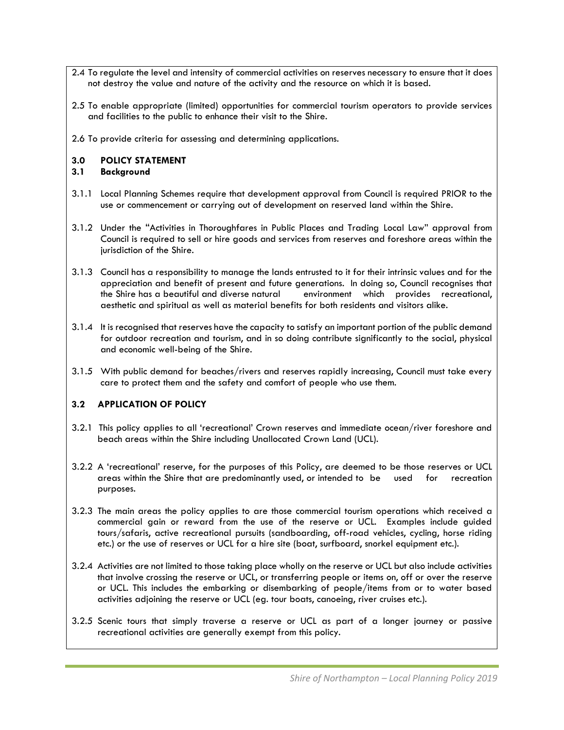2.4 To regulate the level and intensity of commercial activities on reserves necessary to ensure that it does not destroy the value and nature of the activity and the resource on which it is based.

2.5 To enable appropriate (limited) opportunities for commercial tourism operators to provide services and facilities to the public to enhance their visit to the Shire.

2.6 To provide criteria for assessing and determining applications.

## 3.0 POLICY STATEMENT

### 3.1 Background

3.1.1 Local Planning Schemes require that development approval from Council is required PRIOR to the use or commencement or carrying out of development on reserved land within the Shire.

3.1.2 Under the "Activities in Thoroughfares in Public Places and Trading Local Law" approval from Council is required to sell or hire goods and services from reserves and foreshore areas within the jurisdiction of the Shire.

3.1.3 Council has a responsibility to manage the lands entrusted to it for their intrinsic values and for the appreciation and benefit of present and future generations. In doing so, Council recognises that the Shire has a beautiful and diverse natural environment which provides recreational, aesthetic and spiritual as well as material benefits for both residents and visitors alike.

3.1.4 It is recognised that reserves have the capacity to satisfy an important portion of the public demand for outdoor recreation and tourism, and in so doing contribute significantly to the social, physical and economic well-being of the Shire.

3.1.5 With public demand for beaches/rivers and reserves rapidly increasing, Council must take every care to protect them and the safety and comfort of people who use them.

### 3.2 APPLICATION OF POLICY

3.2.1 This policy applies to all 'recreational' Crown reserves and immediate ocean/river foreshore and beach areas within the Shire including Unallocated Crown Land (UCL).

3.2.2 A 'recreational' reserve, for the purposes of this Policy, are deemed to be those reserves or UCL areas within the Shire that are predominantly used, or intended to be used for recreation purposes.

3.2.3 The main areas the policy applies to are those commercial tourism operations which received a commercial gain or reward from the use of the reserve or UCL. Examples include guided tours/safaris, active recreational pursuits (sandboarding, off-road vehicles, cycling, horse riding etc.) or the use of reserves or UCL for a hire site (boat, surfboard, snorkel equipment etc.).

3.2.4 Activities are not limited to those taking place wholly on the reserve or UCL but also include activities that involve crossing the reserve or UCL, or transferring people or items on, off or over the reserve or UCL. This includes the embarking or disembarking of people/items from or to water based activities adjoining the reserve or UCL (eg. tour boats, canoeing, river cruises etc.).

3.2.5 Scenic tours that simply traverse a reserve or UCL as part of a longer journey or passive recreational activities are generally exempt from this policy.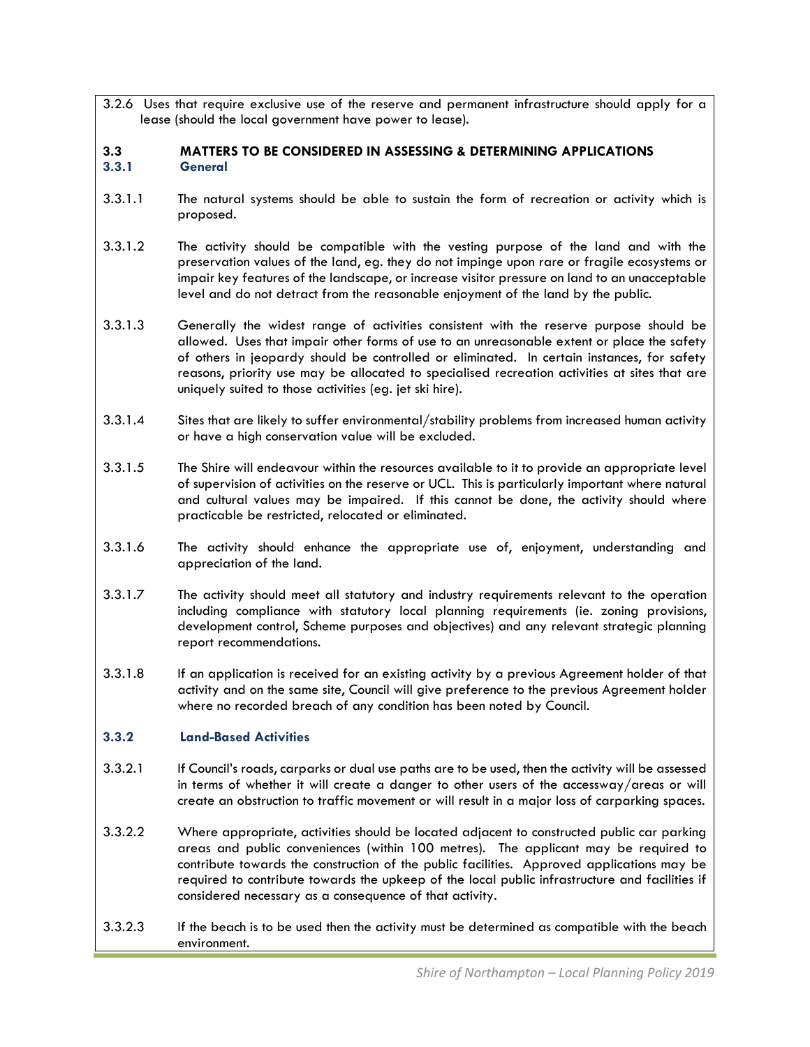3.2.6 Uses that require exclusive use of the reserve and permanent infrastructure should apply for a lease (should the local government have power to lease).

## 3.3 MATTERS TO BE CONSIDERED IN ASSESSING & DETERMINING APPLICATIONS

### 3.3.1 General

3.3.1.1 The natural systems should be able to sustain the form of recreation or activity which is proposed.

3.3.1.2 The activity should be compatible with the vesting purpose of the land and with the preservation values of the land, eg. they do not impinge upon rare or fragile ecosystems or impair key features of the landscape, or increase visitor pressure on land to an unacceptable level and do not detract from the reasonable enjoyment of the land by the public.

3.3.1.3 Generally the widest range of activities consistent with the reserve purpose should be allowed. Uses that impair other forms of use to an unreasonable extent or place the safety of others in jeopardy should be controlled or eliminated. In certain instances, for safety reasons, priority use may be allocated to specialised recreation activities at sites that are uniquely suited to those activities (eg. jet ski hire).

3.3.1.4 Sites that are likely to suffer environmental/stability problems from increased human activity or have a high conservation value will be excluded.

3.3.1.5 The Shire will endeavour within the resources available to it to provide an appropriate level of supervision of activities on the reserve or UCL. This is particularly important where natural and cultural values may be impaired. If this cannot be done, the activity should where practicable be restricted, relocated or eliminated.

3.3.1.6 The activity should enhance the appropriate use of, enjoyment, understanding and appreciation of the land.

3.3.1.7 The activity should meet all statutory and industry requirements relevant to the operation including compliance with statutory local planning requirements (ie. zoning provisions, development control, Scheme purposes and objectives) and any relevant strategic planning report recommendations.

3.3.1.8 If an application is received for an existing activity by a previous Agreement holder of that activity and on the same site, Council will give preference to the previous Agreement holder where no recorded breach of any condition has been noted by Council.

### 3.3.2 Land-Based Activities

3.3.2.1 If Council's roads, carparks or dual use paths are to be used, then the activity will be assessed in terms of whether it will create a danger to other users of the accessway/areas or will create an obstruction to traffic movement or will result in a major loss of carparking spaces.

3.3.2.2 Where appropriate, activities should be located adjacent to constructed public car parking areas and public conveniences (within 100 metres). The applicant may be required to contribute towards the construction of the public facilities. Approved applications may be required to contribute towards the upkeep of the local public infrastructure and facilities if considered necessary as a consequence of that activity.

3.3.2.3 If the beach is to be used then the activity must be determined as compatible with the beach environment.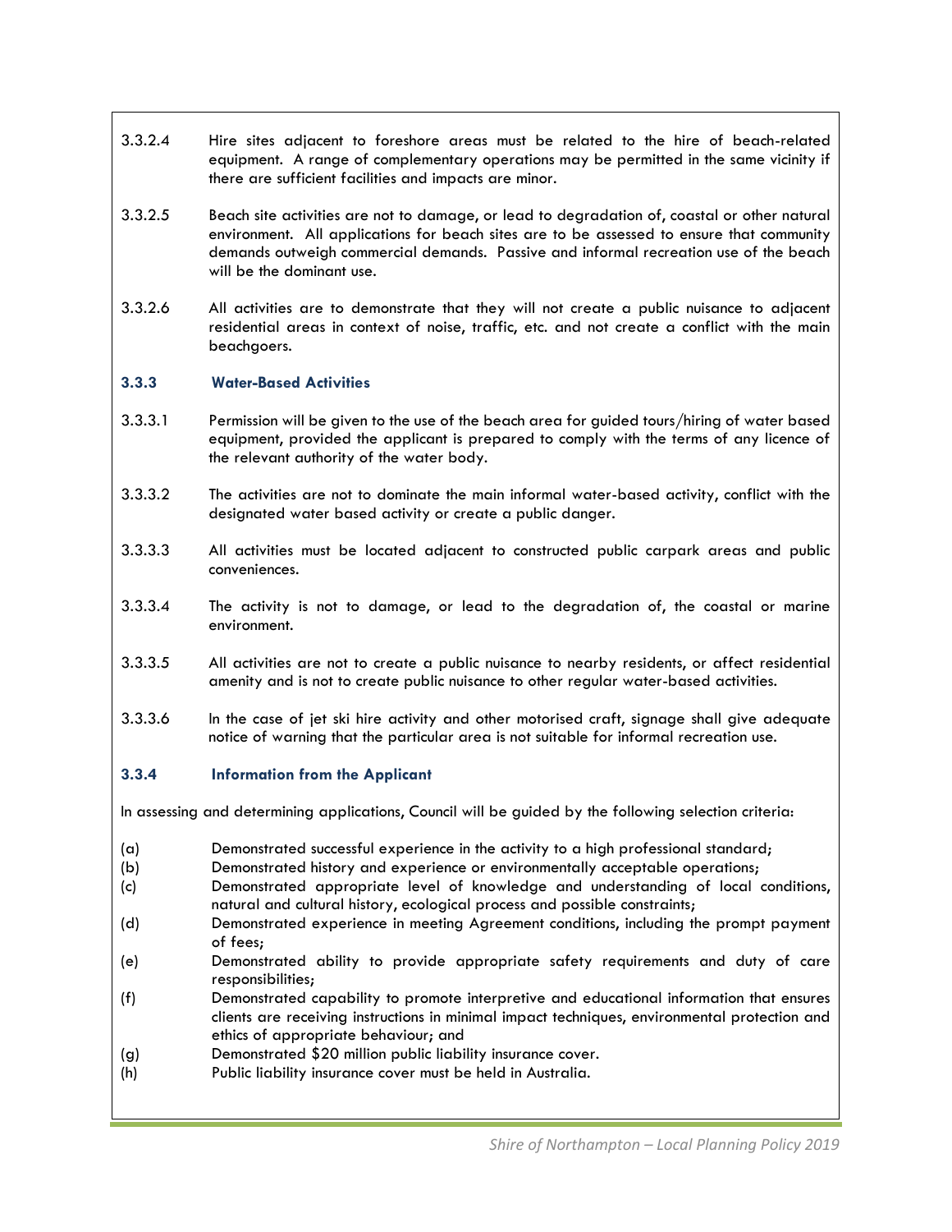3.3.2.4 Hire sites adjacent to foreshore areas must be related to the hire of beach-related equipment. A range of complementary operations may be permitted in the same vicinity if there are sufficient facilities and impacts are minor.

3.3.2.5 Beach site activities are not to damage, or lead to degradation of, coastal or other natural environment. All applications for beach sites are to be assessed to ensure that community demands outweigh commercial demands. Passive and informal recreation use of the beach will be the dominant use.

3.3.2.6 All activities are to demonstrate that they will not create a public nuisance to adjacent residential areas in context of noise, traffic, etc. and not create a conflict with the main beachgoers.

### 3.3.3 Water-Based Activities

3.3.3.1 Permission will be given to the use of the beach area for guided tours/hiring of water based equipment, provided the applicant is prepared to comply with the terms of any licence of the relevant authority of the water body.

3.3.3.2 The activities are not to dominate the main informal water-based activity, conflict with the designated water based activity or create a public danger.

3.3.3.3 All activities must be located adjacent to constructed public carpark areas and public conveniences.

3.3.3.4 The activity is not to damage, or lead to the degradation of, the coastal or marine environment.

3.3.3.5 All activities are not to create a public nuisance to nearby residents, or affect residential amenity and is not to create public nuisance to other regular water-based activities.

3.3.3.6 In the case of jet ski hire activity and other motorised craft, signage shall give adequate notice of warning that the particular area is not suitable for informal recreation use.

### 3.3.4 Information from the Applicant

In assessing and determining applications, Council will be guided by the following selection criteria:

(a) Demonstrated successful experience in the activity to a high professional standard;
(b) Demonstrated history and experience or environmentally acceptable operations;
(c) Demonstrated appropriate level of knowledge and understanding of local conditions, natural and cultural history, ecological process and possible constraints;
(d) Demonstrated experience in meeting Agreement conditions, including the prompt payment of fees;
(e) Demonstrated ability to provide appropriate safety requirements and duty of care responsibilities;
(f) Demonstrated capability to promote interpretive and educational information that ensures clients are receiving instructions in minimal impact techniques, environmental protection and ethics of appropriate behaviour; and
(g) Demonstrated $20 million public liability insurance cover.
(h) Public liability insurance cover must be held in Australia.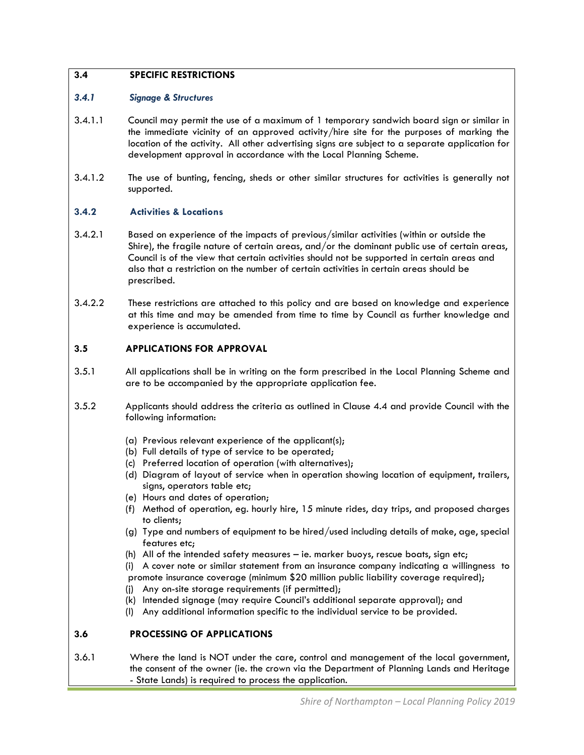## 3.4 SPECIFIC RESTRICTIONS

### *3.4.1 Signage & Structures*

3.4.1.1 Council may permit the use of a maximum of 1 temporary sandwich board sign or similar in the immediate vicinity of an approved activity/hire site for the purposes of marking the location of the activity. All other advertising signs are subject to a separate application for development approval in accordance with the Local Planning Scheme.

3.4.1.2 The use of bunting, fencing, sheds or other similar structures for activities is generally not supported.

### 3.4.2 Activities & Locations

3.4.2.1 Based on experience of the impacts of previous/similar activities (within or outside the Shire), the fragile nature of certain areas, and/or the dominant public use of certain areas, Council is of the view that certain activities should not be supported in certain areas and also that a restriction on the number of certain activities in certain areas should be prescribed.

3.4.2.2 These restrictions are attached to this policy and are based on knowledge and experience at this time and may be amended from time to time by Council as further knowledge and experience is accumulated.

## 3.5 APPLICATIONS FOR APPROVAL

3.5.1 All applications shall be in writing on the form prescribed in the Local Planning Scheme and are to be accompanied by the appropriate application fee.

3.5.2 Applicants should address the criteria as outlined in Clause 4.4 and provide Council with the following information:

(a) Previous relevant experience of the applicant(s);
(b) Full details of type of service to be operated;
(c) Preferred location of operation (with alternatives);
(d) Diagram of layout of service when in operation showing location of equipment, trailers, signs, operators table etc;
(e) Hours and dates of operation;
(f) Method of operation, eg. hourly hire, 15 minute rides, day trips, and proposed charges to clients;
(g) Type and numbers of equipment to be hired/used including details of make, age, special features etc;
(h) All of the intended safety measures – ie. marker buoys, rescue boats, sign etc;
(i) A cover note or similar statement from an insurance company indicating a willingness to promote insurance coverage (minimum $20 million public liability coverage required);
(j) Any on-site storage requirements (if permitted);
(k) Intended signage (may require Council's additional separate approval); and
(l) Any additional information specific to the individual service to be provided.

## 3.6 PROCESSING OF APPLICATIONS

3.6.1 Where the land is NOT under the care, control and management of the local government, the consent of the owner (ie. the crown via the Department of Planning Lands and Heritage - State Lands) is required to process the application.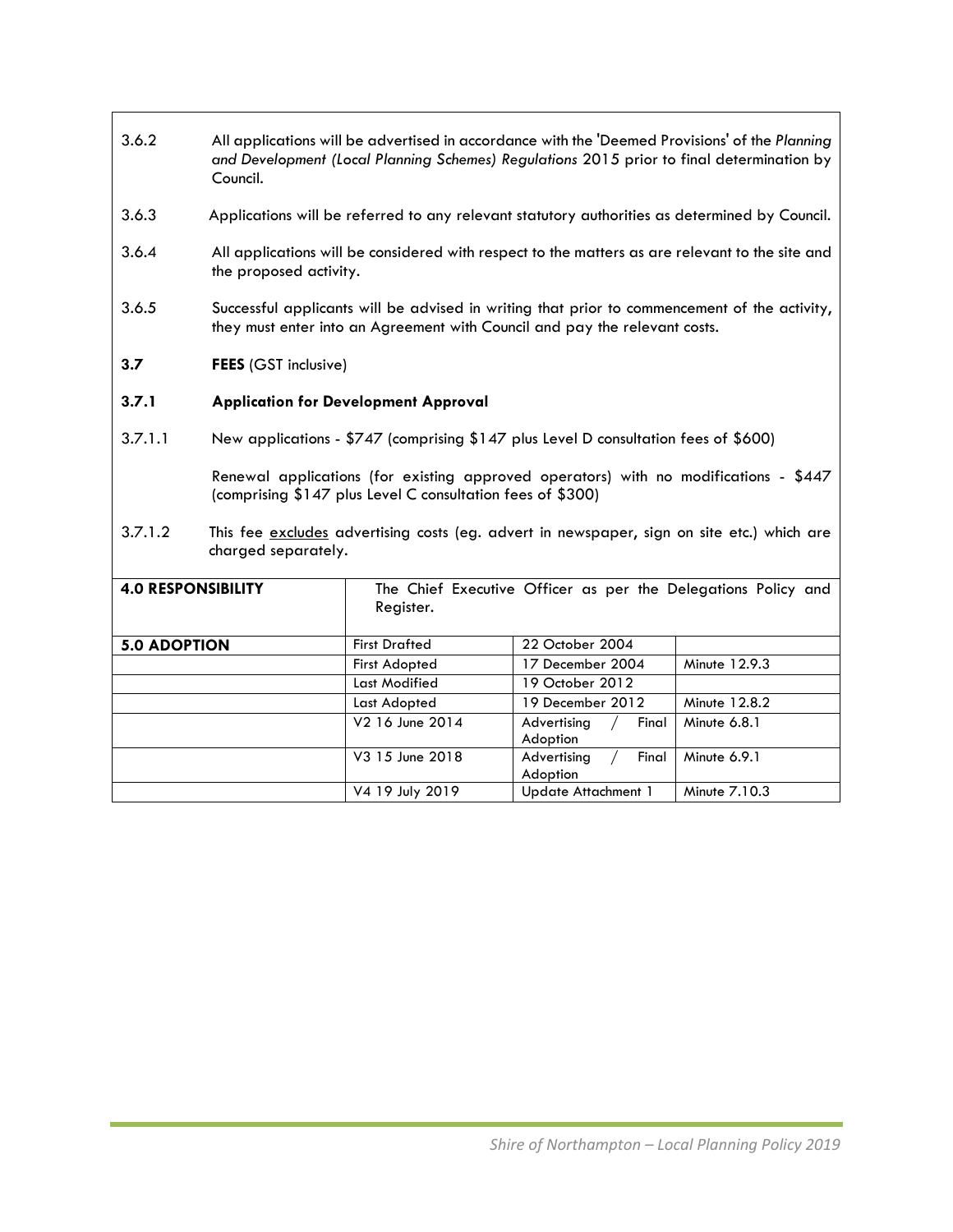3.6.2 All applications will be advertised in accordance with the 'Deemed Provisions' of the *Planning and Development (Local Planning Schemes) Regulations* 2015 prior to final determination by Council.

3.6.3 Applications will be referred to any relevant statutory authorities as determined by Council.

3.6.4 All applications will be considered with respect to the matters as are relevant to the site and the proposed activity.

3.6.5 Successful applicants will be advised in writing that prior to commencement of the activity, they must enter into an Agreement with Council and pay the relevant costs.

**3.7 FEES** (GST inclusive)

**3.7.1 Application for Development Approval**

3.7.1.1 New applications - $747 (comprising $147 plus Level D consultation fees of $600)

Renewal applications (for existing approved operators) with no modifications - $447 (comprising $147 plus Level C consultation fees of $300)

3.7.1.2 This fee excludes advertising costs (eg. advert in newspaper, sign on site etc.) which are charged separately.

| **4.0 RESPONSIBILITY** | The Chief Executive Officer as per the Delegations Policy and Register. | | |
|---|---|---|---|
| **5.0 ADOPTION** | First Drafted | 22 October 2004 | |
| | First Adopted | 17 December 2004 | Minute 12.9.3 |
| | Last Modified | 19 October 2012 | |
| | Last Adopted | 19 December 2012 | Minute 12.8.2 |
| | V2 16 June 2014 | Advertising / Final Adoption | Minute 6.8.1 |
| | V3 15 June 2018 | Advertising / Final Adoption | Minute 6.9.1 |
| | V4 19 July 2019 | Update Attachment 1 | Minute 7.10.3 |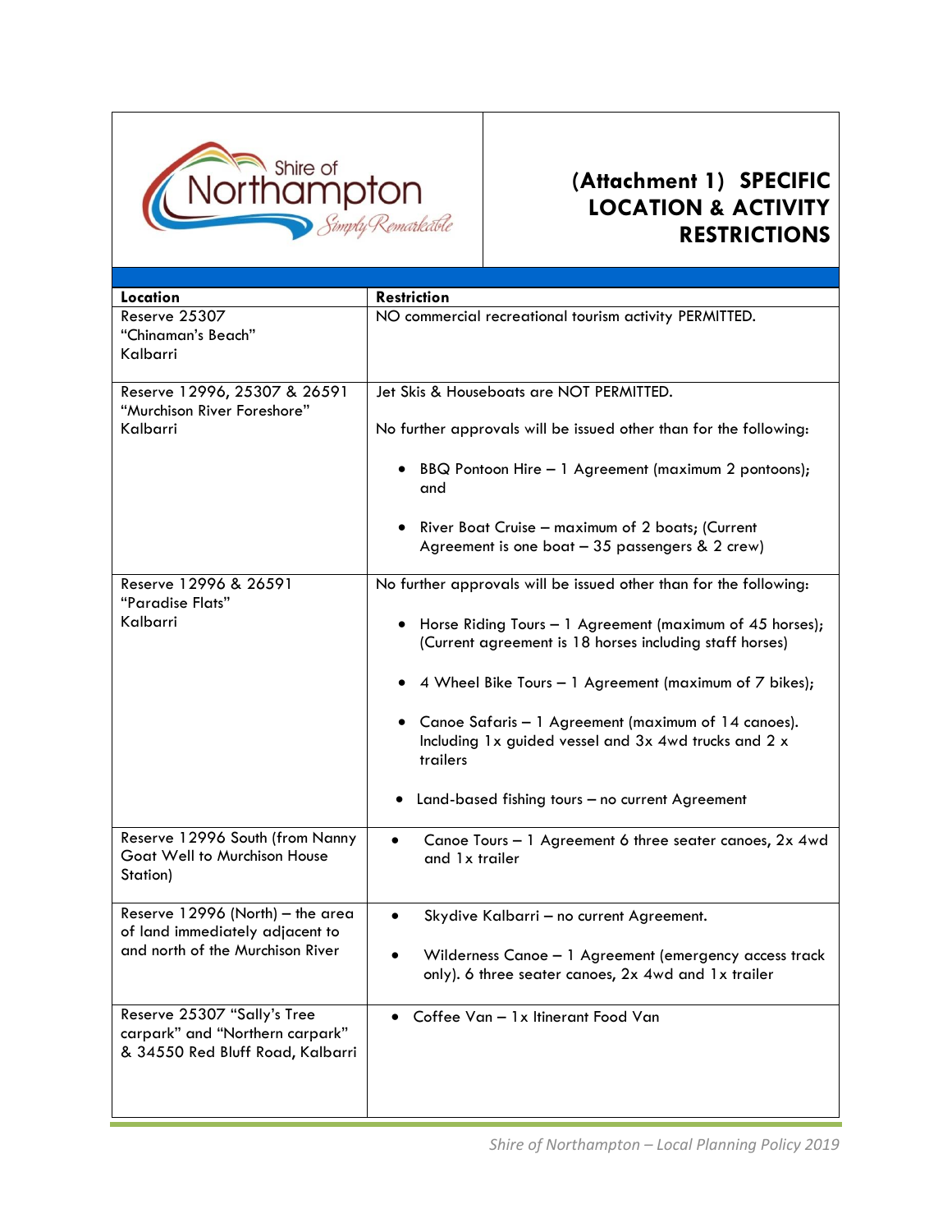# (Attachment 1) SPECIFIC LOCATION & ACTIVITY RESTRICTIONS

| Location | Restriction |
|---|---|
| Reserve 25307<br>"Chinaman's Beach"<br>Kalbarri | NO commercial recreational tourism activity PERMITTED. |
| Reserve 12996, 25307 & 26591<br>"Murchison River Foreshore"<br>Kalbarri | Jet Skis & Houseboats are NOT PERMITTED.<br><br>No further approvals will be issued other than for the following:<br><br>• BBQ Pontoon Hire – 1 Agreement (maximum 2 pontoons); and<br><br>• River Boat Cruise – maximum of 2 boats; (Current Agreement is one boat – 35 passengers & 2 crew) |
| Reserve 12996 & 26591<br>"Paradise Flats"<br>Kalbarri | No further approvals will be issued other than for the following:<br><br>• Horse Riding Tours – 1 Agreement (maximum of 45 horses); (Current agreement is 18 horses including staff horses)<br><br>• 4 Wheel Bike Tours – 1 Agreement (maximum of 7 bikes);<br><br>• Canoe Safaris – 1 Agreement (maximum of 14 canoes). Including 1x guided vessel and 3x 4wd trucks and 2 x trailers<br><br>• Land-based fishing tours – no current Agreement |
| Reserve 12996 South (from Nanny Goat Well to Murchison House Station) | • Canoe Tours – 1 Agreement 6 three seater canoes, 2x 4wd and 1x trailer |
| Reserve 12996 (North) – the area of land immediately adjacent to and north of the Murchison River | • Skydive Kalbarri – no current Agreement.<br><br>• Wilderness Canoe – 1 Agreement (emergency access track only). 6 three seater canoes, 2x 4wd and 1x trailer |
| Reserve 25307 "Sally's Tree carpark" and "Northern carpark" & 34550 Red Bluff Road, Kalbarri | • Coffee Van – 1x Itinerant Food Van |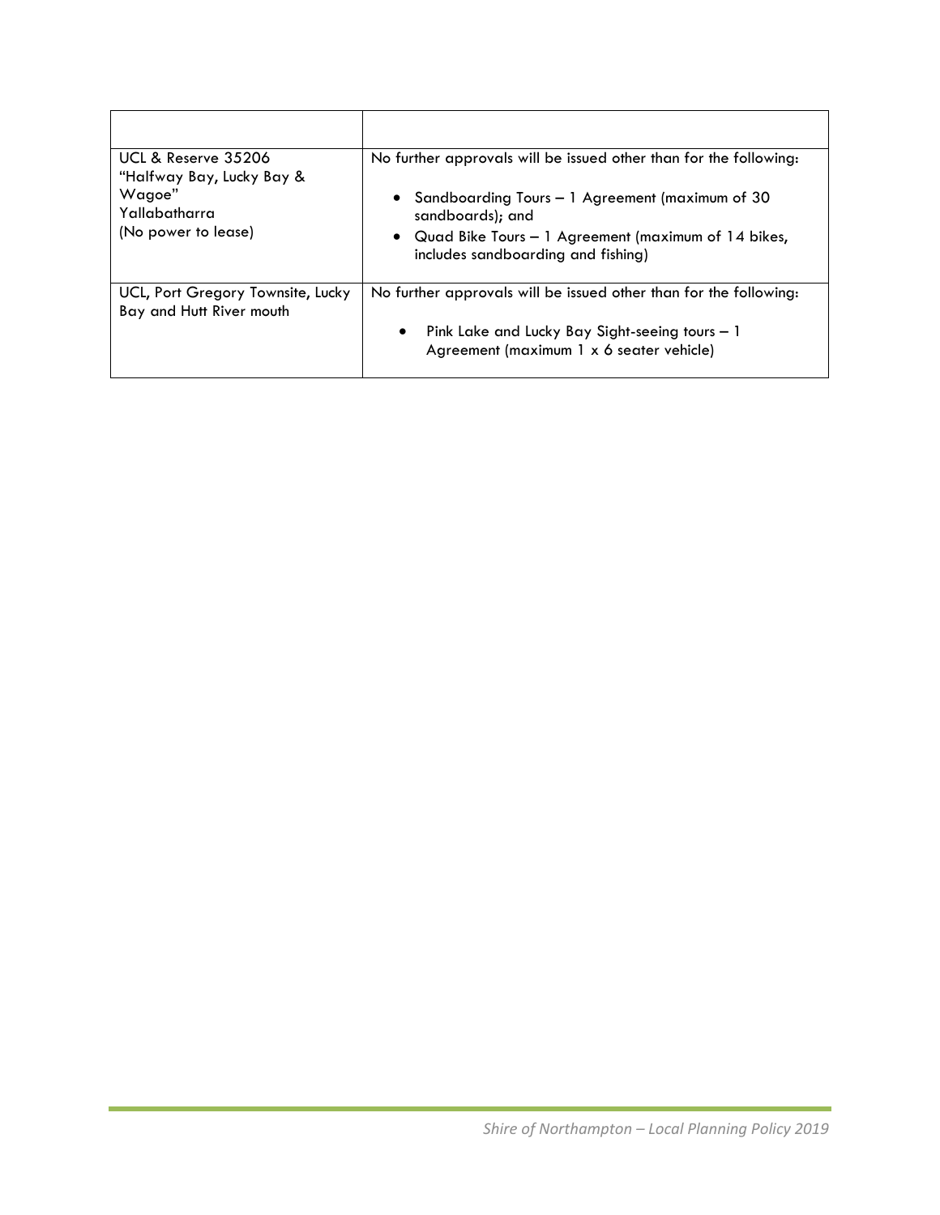| | |
|---|---|
| UCL & Reserve 35206 "Halfway Bay, Lucky Bay & Wagoe" Yallabatharra (No power to lease) | No further approvals will be issued other than for the following:<br>• Sandboarding Tours – 1 Agreement (maximum of 30 sandboards); and<br>• Quad Bike Tours – 1 Agreement (maximum of 14 bikes, includes sandboarding and fishing) |
| UCL, Port Gregory Townsite, Lucky Bay and Hutt River mouth | No further approvals will be issued other than for the following:<br>• Pink Lake and Lucky Bay Sight-seeing tours – 1 Agreement (maximum 1 x 6 seater vehicle) |